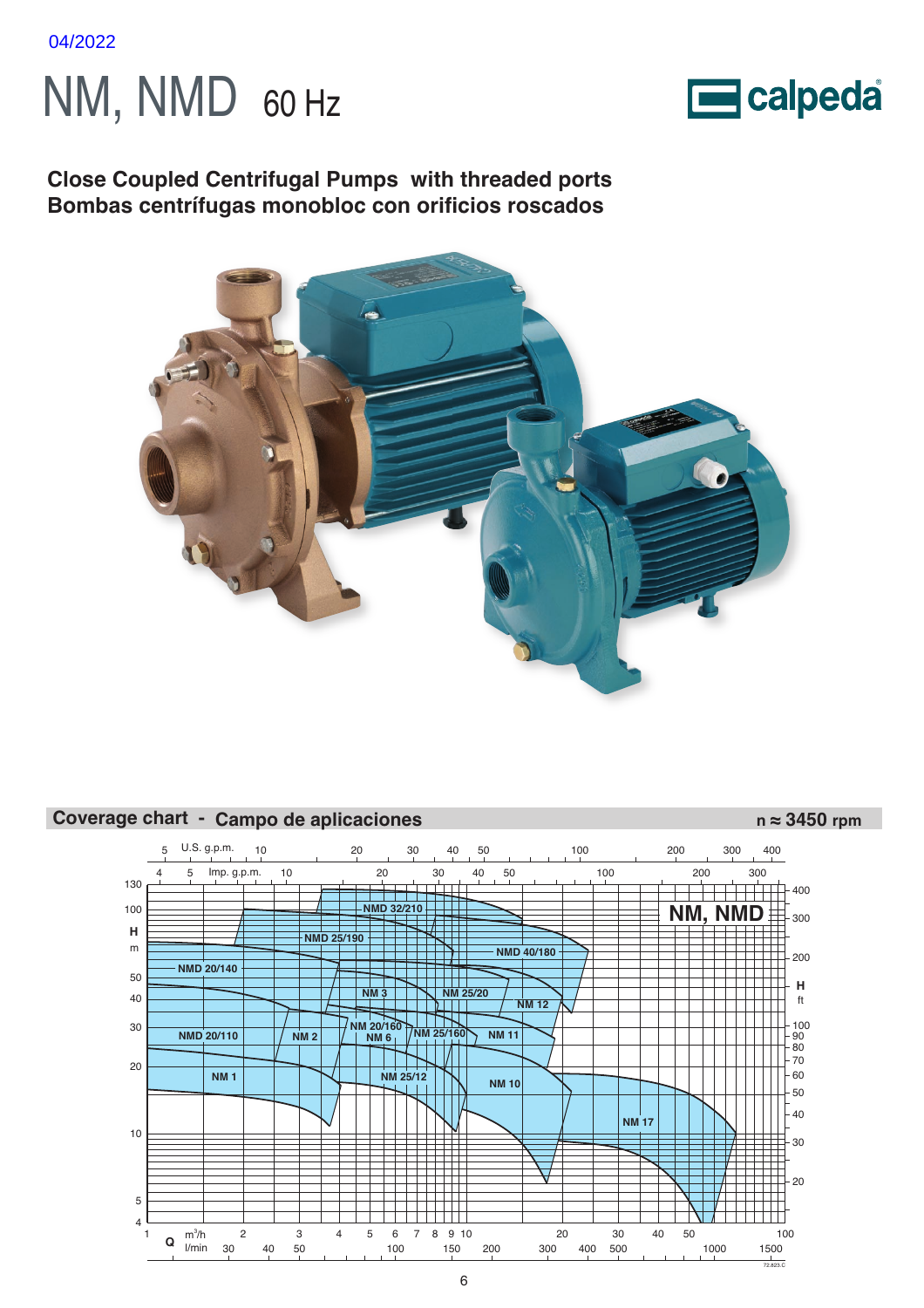04/2022

# NM, NMD 60 Hz

**Close Coupled Centrifugal Pumps with threaded ports**
**Bombas centrífugas monobloc con orificios roscados**

## Coverage chart - Campo de aplicaciones

n ≈ 3450 rpm

NM, NMD

NMD 32/210, NMD 25/190, NMD 40/180, NMD 20/140, NM 3, NM 25/20, NM 12, NMD 20/110, NM 2, NM 20/160, NM 6, NM 25/160, NM 11, NM 1, NM 25/12, NM 10, NM 17

H m: 4, 5, 10, 20, 30, 40, 50, 100, 130

H ft: 20, 30, 40, 50, 60, 70, 80, 90, 100, 200, 300, 400

Q m³/h: 1, 2, 3, 4, 5, 6, 7, 8, 9, 10, 20, 30, 40, 50, 100

Q l/min: 30, 40, 50, 100, 150, 200, 300, 400, 500, 1000, 1500

U.S. g.p.m.: 5, 10, 20, 30, 40, 50, 100, 200, 300, 400

Imp. g.p.m.: 4, 5, 10, 20, 30, 40, 50, 100, 200, 300

72.823.C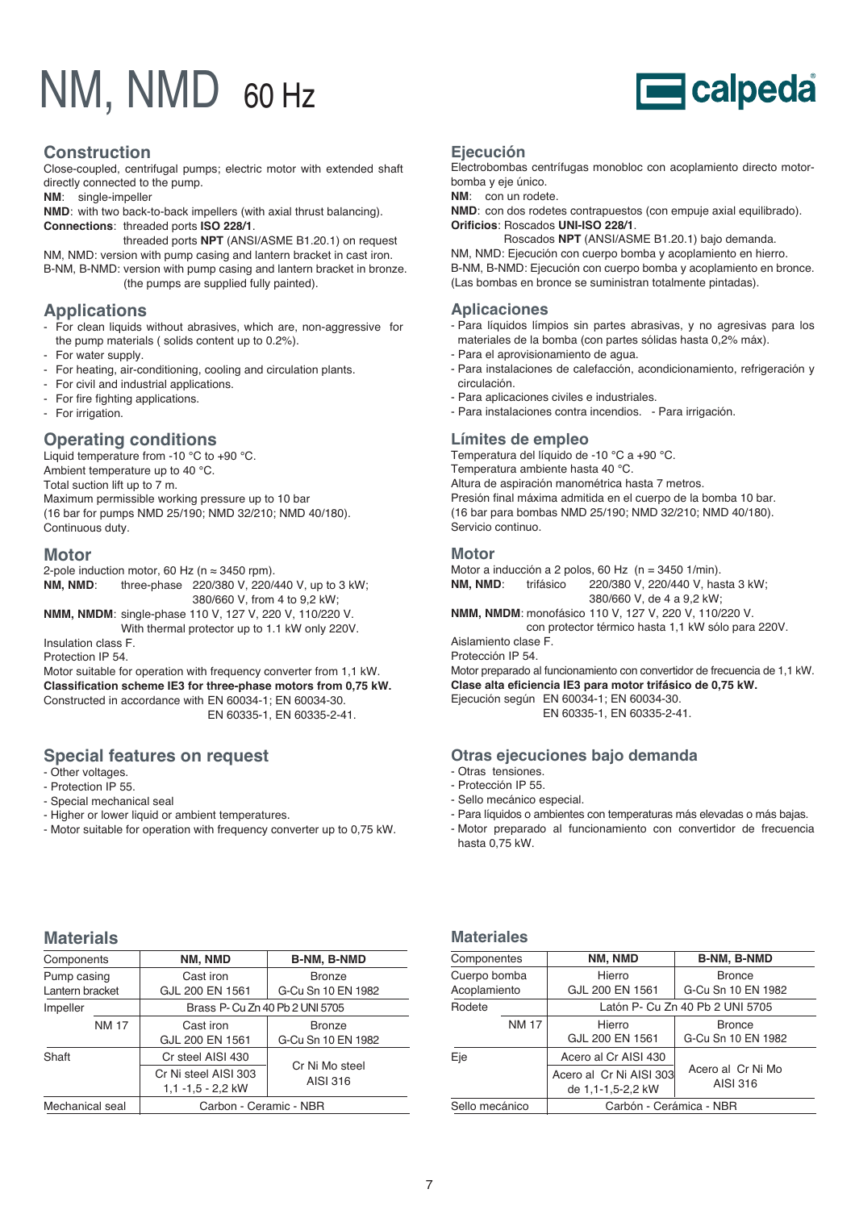# NM, NMD 60 Hz

## Construction

Close-coupled, centrifugal pumps; electric motor with extended shaft directly connected to the pump.

**NM**: single-impeller

**NMD**: with two back-to-back impellers (with axial thrust balancing).

**Connections**: threaded ports **ISO 228/1**.
threaded ports **NPT** (ANSI/ASME B1.20.1) on request

NM, NMD: version with pump casing and lantern bracket in cast iron.
B-NM, B-NMD: version with pump casing and lantern bracket in bronze. (the pumps are supplied fully painted).

## Applications

- For clean liquids without abrasives, which are, non-aggressive for the pump materials ( solids content up to 0.2%).
- For water supply.
- For heating, air-conditioning, cooling and circulation plants.
- For civil and industrial applications.
- For fire fighting applications.
- For irrigation.

## Operating conditions

Liquid temperature from -10 °C to +90 °C.
Ambient temperature up to 40 °C.
Total suction lift up to 7 m.
Maximum permissible working pressure up to 10 bar (16 bar for pumps NMD 25/190; NMD 32/210; NMD 40/180).
Continuous duty.

## Motor

2-pole induction motor, 60 Hz (n ≈ 3450 rpm).

**NM, NMD**: three-phase 220/380 V, 220/440 V, up to 3 kW; 380/660 V, from 4 to 9,2 kW;

**NMM, NMDM**: single-phase 110 V, 127 V, 220 V, 110/220 V. With thermal protector up to 1.1 kW only 220V.

Insulation class F.
Protection IP 54.
Motor suitable for operation with frequency converter from 1,1 kW.
**Classification scheme IE3 for three-phase motors from 0,75 kW.**
Constructed in accordance with EN 60034-1; EN 60034-30. EN 60335-1, EN 60335-2-41.

## Special features on request

- Other voltages.
- Protection IP 55.
- Special mechanical seal
- Higher or lower liquid or ambient temperatures.
- Motor suitable for operation with frequency converter up to 0,75 kW.

## Materials

| Components | NM, NMD | B-NM, B-NMD |
|---|---|---|
| Pump casing<br>Lantern bracket | Cast iron<br>GJL 200 EN 1561 | Bronze<br>G-Cu Sn 10 EN 1982 |
| Impeller | Brass P- Cu Zn 40 Pb 2 UNI 5705 | |
| NM 17 | Cast iron<br>GJL 200 EN 1561 | Bronze<br>G-Cu Sn 10 EN 1982 |
| Shaft | Cr steel AISI 430 | Cr Ni Mo steel<br>AISI 316 |
| | Cr Ni steel AISI 303<br>1,1 -1,5 - 2,2 kW | |
| Mechanical seal | Carbon - Ceramic - NBR | |

## Ejecución

Electrobombas centrífugas monobloc con acoplamiento directo motor-bomba y eje único.

**NM**: con un rodete.

**NMD**: con dos rodetes contrapuestos (con empuje axial equilibrado).

**Orificios**: Roscados **UNI-ISO 228/1**.
Roscados **NPT** (ANSI/ASME B1.20.1) bajo demanda.

NM, NMD: Ejecución con cuerpo bomba y acoplamiento en hierro.
B-NM, B-NMD: Ejecución con cuerpo bomba y acoplamiento en bronce.
(Las bombas en bronce se suministran totalmente pintadas).

## Aplicaciones

- Para líquidos límpios sin partes abrasivas, y no agresivas para los materiales de la bomba (con partes sólidas hasta 0,2% máx).
- Para el aprovisionamiento de agua.
- Para instalaciones de calefacción, acondicionamiento, refrigeración y circulación.
- Para aplicaciones civiles e industriales.
- Para instalaciones contra incendios. - Para irrigación.

## Límites de empleo

Temperatura del líquido de -10 °C a +90 °C.
Temperatura ambiente hasta 40 °C.
Altura de aspiración manométrica hasta 7 metros.
Presión final máxima admitida en el cuerpo de la bomba 10 bar.
(16 bar para bombas NMD 25/190; NMD 32/210; NMD 40/180).
Servicio continuo.

## Motor

Motor a inducción a 2 polos, 60 Hz (n = 3450 1/min).

**NM, NMD**: trifásico 220/380 V, 220/440 V, hasta 3 kW; 380/660 V, de 4 a 9,2 kW;

**NMM, NMDM**: monofásico 110 V, 127 V, 220 V, 110/220 V. con protector térmico hasta 1,1 kW sólo para 220V.

Aislamiento clase F.
Protección IP 54.
Motor preparado al funcionamiento con convertidor de frecuencia de 1,1 kW.
**Clase alta eficiencia IE3 para motor trifásico de 0,75 kW.**
Ejecución según EN 60034-1; EN 60034-30. EN 60335-1, EN 60335-2-41.

## Otras ejecuciones bajo demanda

- Otras tensiones.
- Protección IP 55.
- Sello mecánico especial.
- Para líquidos o ambientes con temperaturas más elevadas o más bajas.
- Motor preparado al funcionamiento con convertidor de frecuencia hasta 0,75 kW.

## Materiales

| Componentes | NM, NMD | B-NM, B-NMD |
|---|---|---|
| Cuerpo bomba<br>Acoplamiento | Hierro<br>GJL 200 EN 1561 | Bronce<br>G-Cu Sn 10 EN 1982 |
| Rodete | Latón P- Cu Zn 40 Pb 2 UNI 5705 | |
| NM 17 | Hierro<br>GJL 200 EN 1561 | Bronce<br>G-Cu Sn 10 EN 1982 |
| Eje | Acero al Cr AISI 430 | Acero al Cr Ni Mo<br>AISI 316 |
| | Acero al Cr Ni AISI 303<br>de 1,1-1,5-2,2 kW | |
| Sello mecánico | Carbón - Cerámica - NBR | |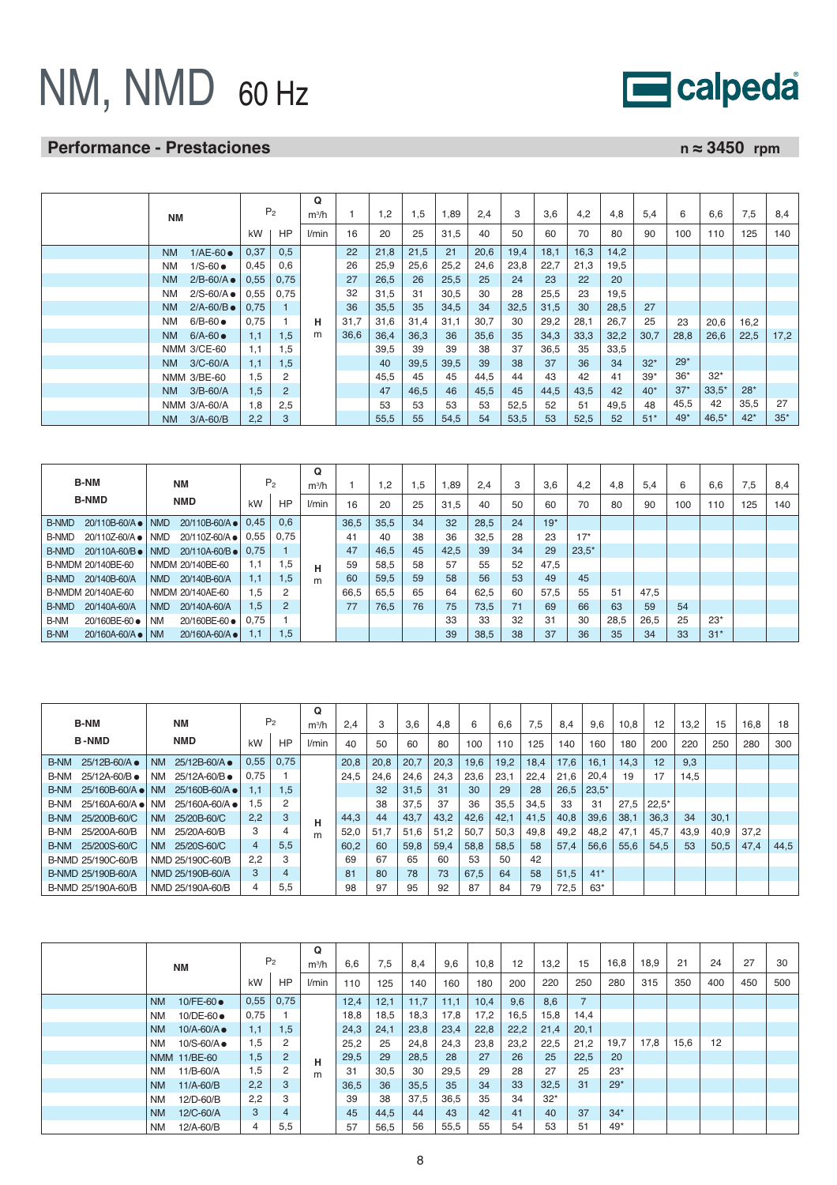# NM, NMD 60 Hz

## Performance - Prestaciones

**n ≈ 3450 rpm**

| NM | $P_2$ | | Q $m^3/h$ | 1 | 1,2 | 1,5 | 1,89 | 2,4 | 3 | 3,6 | 4,2 | 4,8 | 5,4 | 6 | 6,6 | 7,5 | 8,4 |
|---|---|---|---|---|---|---|---|---|---|---|---|---|---|---|---|---|---|
| | kW | HP | l/min | 16 | 20 | 25 | 31,5 | 40 | 50 | 60 | 70 | 80 | 90 | 100 | 110 | 125 | 140 |
| NM 1/AE-60 ● | 0,37 | 0,5 | | 22 | 21,8 | 21,5 | 21 | 20,6 | 19,4 | 18,1 | 16,3 | 14,2 | | | | | |
| NM 1/S-60 ● | 0,45 | 0,6 | | 26 | 25,9 | 25,6 | 25,2 | 24,6 | 23,8 | 22,7 | 21,3 | 19,5 | | | | | |
| NM 2/B-60/A ● | 0,55 | 0,75 | | 27 | 26,5 | 26 | 25,5 | 25 | 24 | 23 | 22 | 20 | | | | | |
| NM 2/S-60/A ● | 0,55 | 0,75 | | 32 | 31,5 | 31 | 30,5 | 30 | 28 | 25,5 | 23 | 19,5 | | | | | |
| NM 2/A-60/B ● | 0,75 | 1 | | 36 | 35,5 | 35 | 34,5 | 34 | 32,5 | 31,5 | 30 | 28,5 | 27 | | | | |
| NM 6/B-60 ● | 0,75 | 1 | H | 31,7 | 31,6 | 31,4 | 31,1 | 30,7 | 30 | 29,2 | 28,1 | 26,7 | 25 | 23 | 20,6 | 16,2 | |
| NM 6/A-60 ● | 1,1 | 1,5 | m | 36,6 | 36,4 | 36,3 | 36 | 35,6 | 35 | 34,3 | 33,3 | 32,2 | 30,7 | 28,8 | 26,6 | 22,5 | 17,2 |
| NMM 3/CE-60 | 1,1 | 1,5 | | | 39,5 | 39 | 39 | 38 | 37 | 36,5 | 35 | 33,5 | | | | | |
| NM 3/C-60/A | 1,1 | 1,5 | | | 40 | 39,5 | 39,5 | 39 | 38 | 37 | 36 | 34 | 32* | 29* | | | |
| NMM 3/BE-60 | 1,5 | 2 | | | 45,5 | 45 | 45 | 44,5 | 44 | 43 | 42 | 41 | 39* | 36* | 32* | | |
| NM 3/B-60/A | 1,5 | 2 | | | 47 | 46,5 | 46 | 45,5 | 45 | 44,5 | 43,5 | 42 | 40* | 37* | 33,5* | 28* | |
| NMM 3/A-60/A | 1,8 | 2,5 | | | 53 | 53 | 53 | 53 | 52,5 | 52 | 51 | 49,5 | 48 | 45,5 | 42 | 35,5 | 27 |
| NM 3/A-60/B | 2,2 | 3 | | | 55,5 | 55 | 54,5 | 54 | 53,5 | 53 | 52,5 | 52 | 51* | 49* | 46,5* | 42* | 35* |

| B-NM / B-NMD | NM / NMD | $P_2$ | | Q $m^3/h$ | 1 | 1,2 | 1,5 | 1,89 | 2,4 | 3 | 3,6 | 4,2 | 4,8 | 5,4 | 6 | 6,6 | 7,5 | 8,4 |
|---|---|---|---|---|---|---|---|---|---|---|---|---|---|---|---|---|---|---|
| | | kW | HP | l/min | 16 | 20 | 25 | 31,5 | 40 | 50 | 60 | 70 | 80 | 90 | 100 | 110 | 125 | 140 |
| B-NMD 20/110B-60/A ● | NMD 20/110B-60/A ● | 0,45 | 0,6 | | 36,5 | 35,5 | 34 | 32 | 28,5 | 24 | 19* | | | | | | | |
| B-NMD 20/110Z-60/A ● | NMD 20/110Z-60/A ● | 0,55 | 0,75 | | 41 | 40 | 38 | 36 | 32,5 | 28 | 23 | 17* | | | | | | |
| B-NMD 20/110A-60/B ● | NMD 20/110A-60/B ● | 0,75 | 1 | | 47 | 46,5 | 45 | 42,5 | 39 | 34 | 29 | 23,5* | | | | | | |
| B-NMDM 20/140BE-60 | NMDM 20/140BE-60 | 1,1 | 1,5 | H | 59 | 58,5 | 58 | 57 | 55 | 52 | 47,5 | | | | | | | |
| B-NMD 20/140B-60/A | NMD 20/140B-60/A | 1,1 | 1,5 | m | 60 | 59,5 | 59 | 58 | 56 | 53 | 49 | 45 | | | | | | |
| B-NMDM 20/140AE-60 | NMDM 20/140AE-60 | 1,5 | 2 | | 66,5 | 65,5 | 65 | 64 | 62,5 | 60 | 57,5 | 55 | 51 | 47,5 | | | | |
| B-NMD 20/140A-60/A | NMD 20/140A-60/A | 1,5 | 2 | | 77 | 76,5 | 76 | 75 | 73,5 | 71 | 69 | 66 | 63 | 59 | 54 | | | |
| B-NM 20/160BE-60 ● | NM 20/160BE-60 ● | 0,75 | 1 | | | | | 33 | 33 | 32 | 31 | 30 | 28,5 | 26,5 | 25 | 23* | | |
| B-NM 20/160A-60/A ● | NM 20/160A-60/A ● | 1,1 | 1,5 | | | | | 39 | 38,5 | 38 | 37 | 36 | 35 | 34 | 33 | 31* | | |

| B-NM / B-NMD | NM / NMD | $P_2$ | | Q $m^3/h$ | 2,4 | 3 | 3,6 | 4,8 | 6 | 6,6 | 7,5 | 8,4 | 9,6 | 10,8 | 12 | 13,2 | 15 | 16,8 | 18 |
|---|---|---|---|---|---|---|---|---|---|---|---|---|---|---|---|---|---|---|---|
| | | kW | HP | l/min | 40 | 50 | 60 | 80 | 100 | 110 | 125 | 140 | 160 | 180 | 200 | 220 | 250 | 280 | 300 |
| B-NM 25/12B-60/A ● | NM 25/12B-60/A ● | 0,55 | 0,75 | | 20,8 | 20,8 | 20,7 | 20,3 | 19,6 | 19,2 | 18,4 | 17,6 | 16,1 | 14,3 | 12 | 9,3 | | | |
| B-NM 25/12A-60/B ● | NM 25/12A-60/B ● | 0,75 | 1 | | 24,5 | 24,6 | 24,6 | 24,3 | 23,6 | 23,1 | 22,4 | 21,6 | 20,4 | 19 | 17 | 14,5 | | | |
| B-NM 25/160B-60/A ● | NM 25/160B-60/A ● | 1,1 | 1,5 | | | 32 | 31,5 | 31 | 30 | 29 | 28 | 26,5 | 23,5* | | | | | | |
| B-NM 25/160A-60/A ● | NM 25/160A-60/A ● | 1,5 | 2 | | | 38 | 37,5 | 37 | 36 | 35,5 | 34,5 | 33 | 31 | 27,5 | 22,5* | | | | |
| B-NM 25/200B-60/C | NM 25/20B-60/C | 2,2 | 3 | H | 44,3 | 44 | 43,7 | 43,2 | 42,6 | 42,1 | 41,5 | 40,8 | 39,6 | 38,1 | 36,3 | 34 | 30,1 | | |
| B-NM 25/200A-60/B | NM 25/20A-60/B | 3 | 4 | m | 52,0 | 51,7 | 51,6 | 51,2 | 50,7 | 50,3 | 49,8 | 49,2 | 48,2 | 47,1 | 45,7 | 43,9 | 40,9 | 37,2 | |
| B-NM 25/200S-60/C | NM 25/20S-60/C | 4 | 5,5 | | 60,2 | 60 | 59,8 | 59,4 | 58,8 | 58,5 | 58 | 57,4 | 56,6 | 55,6 | 54,5 | 53 | 50,5 | 47,4 | 44,5 |
| B-NMD 25/190C-60/B | NMD 25/190C-60/B | 2,2 | 3 | | 69 | 67 | 65 | 60 | 53 | 50 | 42 | | | | | | | | |
| B-NMD 25/190B-60/A | NMD 25/190B-60/A | 3 | 4 | | 81 | 80 | 78 | 73 | 67,5 | 64 | 58 | 51,5 | 41* | | | | | | |
| B-NMD 25/190A-60/B | NMD 25/190A-60/B | 4 | 5,5 | | 98 | 97 | 95 | 92 | 87 | 84 | 79 | 72,5 | 63* | | | | | | |

| NM | $P_2$ | | Q $m^3/h$ | 6,6 | 7,5 | 8,4 | 9,6 | 10,8 | 12 | 13,2 | 15 | 16,8 | 18,9 | 21 | 24 | 27 | 30 |
|---|---|---|---|---|---|---|---|---|---|---|---|---|---|---|---|---|---|
| | kW | HP | l/min | 110 | 125 | 140 | 160 | 180 | 200 | 220 | 250 | 280 | 315 | 350 | 400 | 450 | 500 |
| NM 10/FE-60 ● | 0,55 | 0,75 | | 12,4 | 12,1 | 11,7 | 11,1 | 10,4 | 9,6 | 8,6 | 7 | | | | | | |
| NM 10/DE-60 ● | 0,75 | 1 | | 18,8 | 18,5 | 18,3 | 17,8 | 17,2 | 16,5 | 15,8 | 14,4 | | | | | | |
| NM 10/A-60/A ● | 1,1 | 1,5 | | 24,3 | 24,1 | 23,8 | 23,4 | 22,8 | 22,2 | 21,4 | 20,1 | | | | | | |
| NM 10/S-60/A ● | 1,5 | 2 | | 25,2 | 25 | 24,8 | 24,3 | 23,8 | 23,2 | 22,5 | 21,2 | 19,7 | 17,8 | 15,6 | 12 | | |
| NMM 11/BE-60 | 1,5 | 2 | H | 29,5 | 29 | 28,5 | 28 | 27 | 26 | 25 | 22,5 | 20 | | | | | |
| NM 11/B-60/A | 1,5 | 2 | m | 31 | 30,5 | 30 | 29,5 | 29 | 28 | 27 | 25 | 23* | | | | | |
| NM 11/A-60/B | 2,2 | 3 | | 36,5 | 36 | 35,5 | 35 | 34 | 33 | 32,5 | 31 | 29* | | | | | |
| NM 12/D-60/B | 2,2 | 3 | | 39 | 38 | 37,5 | 36,5 | 35 | 34 | 32* | | | | | | | |
| NM 12/C-60/A | 3 | 4 | | 45 | 44,5 | 44 | 43 | 42 | 41 | 40 | 37 | 34* | | | | | |
| NM 12/A-60/B | 4 | 5,5 | | 57 | 56,5 | 56 | 55,5 | 55 | 54 | 53 | 51 | 49* | | | | | |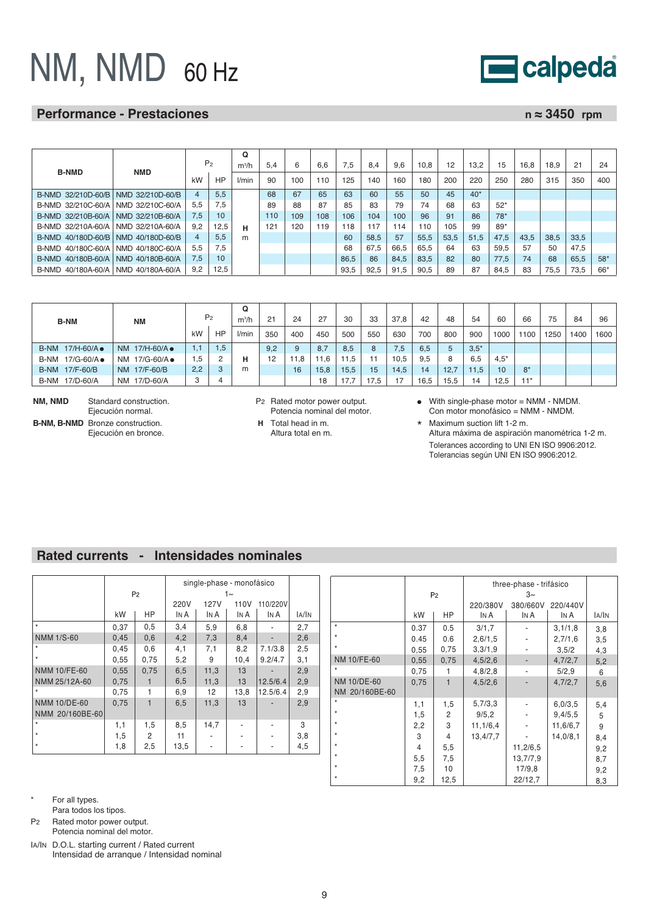# NM, NMD 60 Hz

## Performance - Prestaciones

n ≈ 3450 rpm

| B-NMD | NMD | P2 | | Q m³/h | 5,4 | 6 | 6,6 | 7,5 | 8,4 | 9,6 | 10,8 | 12 | 13,2 | 15 | 16,8 | 18,9 | 21 | 24 |
|---|---|---|---|---|---|---|---|---|---|---|---|---|---|---|---|---|---|---|
| | | kW | HP | l/min | 90 | 100 | 110 | 125 | 140 | 160 | 180 | 200 | 220 | 250 | 280 | 315 | 350 | 400 |
| B-NMD 32/210D-60/B | NMD 32/210D-60/B | 4 | 5,5 | H m | 68 | 67 | 65 | 63 | 60 | 55 | 50 | 45 | 40* | | | | | |
| B-NMD 32/210C-60/A | NMD 32/210C-60/A | 5,5 | 7,5 | | 89 | 88 | 87 | 85 | 83 | 79 | 74 | 68 | 63 | 52* | | | | |
| B-NMD 32/210B-60/A | NMD 32/210B-60/A | 7,5 | 10 | | 110 | 109 | 108 | 106 | 104 | 100 | 96 | 91 | 86 | 78* | | | | |
| B-NMD 32/210A-60/A | NMD 32/210A-60/A | 9,2 | 12,5 | | 121 | 120 | 119 | 118 | 117 | 114 | 110 | 105 | 99 | 89* | | | | |
| B-NMD 40/180D-60/B | NMD 40/180D-60/B | 4 | 5,5 | | | | | 60 | 58,5 | 57 | 55,5 | 53,5 | 51,5 | 47,5 | 43,5 | 38,5 | 33,5 | |
| B-NMD 40/180C-60/A | NMD 40/180C-60/A | 5,5 | 7,5 | | | | | 68 | 67,5 | 66,5 | 65,5 | 64 | 63 | 59,5 | 57 | 50 | 47,5 | |
| B-NMD 40/180B-60/A | NMD 40/180B-60/A | 7,5 | 10 | | | | | 86,5 | 86 | 84,5 | 83,5 | 82 | 80 | 77,5 | 74 | 68 | 65,5 | 58* |
| B-NMD 40/180A-60/A | NMD 40/180A-60/A | 9,2 | 12,5 | | | | | 93,5 | 92,5 | 91,5 | 90,5 | 89 | 87 | 84,5 | 83 | 75,5 | 73,5 | 66* |

| B-NM | NM | P2 | | Q m³/h | 21 | 24 | 27 | 30 | 33 | 37,8 | 42 | 48 | 54 | 60 | 66 | 75 | 84 | 96 |
|---|---|---|---|---|---|---|---|---|---|---|---|---|---|---|---|---|---|---|
| | | kW | HP | l/min | 350 | 400 | 450 | 500 | 550 | 630 | 700 | 800 | 900 | 1000 | 1100 | 1250 | 1400 | 1600 |
| B-NM 17/H-60/A ● | NM 17/H-60/A ● | 1,1 | 1,5 | H m | 9,2 | 9 | 8,7 | 8,5 | 8 | 7,5 | 6,5 | 5 | 3,5* | | | | | |
| B-NM 17/G-60/A ● | NM 17/G-60/A ● | 1,5 | 2 | | 12 | 11,8 | 11,6 | 11,5 | 11 | 10,5 | 9,5 | 8 | 6,5 | 4,5* | | | | |
| B-NM 17/F-60/B | NM 17/F-60/B | 2,2 | 3 | | | 16 | 15,8 | 15,5 | 15 | 14,5 | 14 | 12,7 | 11,5 | 10 | 8* | | | |
| B-NM 17/D-60/A | NM 17/D-60/A | 3 | 4 | | | | 18 | 17,7 | 17,5 | 17 | 16,5 | 15,5 | 14 | 12,5 | 11* | | | |

**NM, NMD** Standard construction.
Ejecución normal.

**B-NM, B-NMD** Bronze construction.
Ejecución en bronce.

P2 Rated motor power output.
Potencia nominal del motor.

**H** Total head in m.
Altura total en m.

● With single-phase motor = NMM - NMDM.
Con motor monofásico = NMM - NMDM.

\* Maximum suction lift 1-2 m.
Altura máxima de aspiración manométrica 1-2 m.
Tolerances according to UNI EN ISO 9906:2012.
Tolerancias según UNI EN ISO 9906:2012.

## Rated currents - Intensidades nominales

| | P2 | | single-phase - monofásico 1~ 220V | 127V | 110V | 110/220V | |
|---|---|---|---|---|---|---|---|
| | kW | HP | IN A | IN A | IN A | IN A | IA/IN |
| * | 0,37 | 0,5 | 3,4 | 5,9 | 6,8 | - | 2,7 |
| NMM 1/S-60 | 0,45 | 0,6 | 4,2 | 7,3 | 8,4 | - | 2,6 |
| * | 0,45 | 0,6 | 4,1 | 7,1 | 8,2 | 7.1/3.8 | 2,5 |
| * | 0,55 | 0,75 | 5,2 | 9 | 10,4 | 9.2/4.7 | 3,1 |
| NMM 10/FE-60 | 0,55 | 0,75 | 6,5 | 11,3 | 13 | - | 2,9 |
| NMM 25/12A-60 | 0,75 | 1 | 6,5 | 11,3 | 13 | 12.5/6.4 | 2,9 |
| * | 0,75 | 1 | 6,9 | 12 | 13,8 | 12.5/6.4 | 2,9 |
| NMM 10/DE-60 NMM 20/160BE-60 | 0,75 | 1 | 6,5 | 11,3 | 13 | - | 2,9 |
| * | 1,1 | 1,5 | 8,5 | 14,7 | - | - | 3 |
| * | 1,5 | 2 | 11 | - | - | - | 3,8 |
| * | 1,8 | 2,5 | 13,5 | - | - | - | 4,5 |

| | P2 | | three-phase - trifásico 3~ 220/380V | 380/660V | 220/440V | |
|---|---|---|---|---|---|---|
| | kW | HP | IN A | IN A | IN A | IA/IN |
| * | 0.37 | 0.5 | 3/1,7 | - | 3,1/1,8 | 3,8 |
| * | 0.45 | 0.6 | 2,6/1,5 | - | 2,7/1,6 | 3,5 |
| * | 0,55 | 0,75 | 3,3/1,9 | - | 3,5/2 | 4,3 |
| NM 10/FE-60 | 0,55 | 0,75 | 4,5/2,6 | - | 4,7/2,7 | 5,2 |
| * | 0,75 | 1 | 4,8/2,8 | - | 5/2,9 | 6 |
| NM 10/DE-60 NM 20/160BE-60 | 0,75 | 1 | 4,5/2,6 | - | 4,7/2,7 | 5,6 |
| * | 1,1 | 1,5 | 5,7/3,3 | - | 6,0/3,5 | 5,4 |
| * | 1,5 | 2 | 9/5,2 | - | 9,4/5,5 | 5 |
| * | 2,2 | 3 | 11,1/6,4 | - | 11,6/6,7 | 9 |
| * | 3 | 4 | 13,4/7,7 | - | 14,0/8,1 | 8,4 |
| * | 4 | 5,5 | | 11,2/6,5 | | 9,2 |
| * | 5,5 | 7,5 | | 13,7/7,9 | | 8,7 |
| * | 7,5 | 10 | | 17/9,8 | | 9,2 |
| * | 9,2 | 12,5 | | 22/12,7 | | 8,3 |

\* For all types.
Para todos los tipos.

P2 Rated motor power output.
Potencia nominal del motor.

IA/IN D.O.L. starting current / Rated current
Intensidad de arranque / Intensidad nominal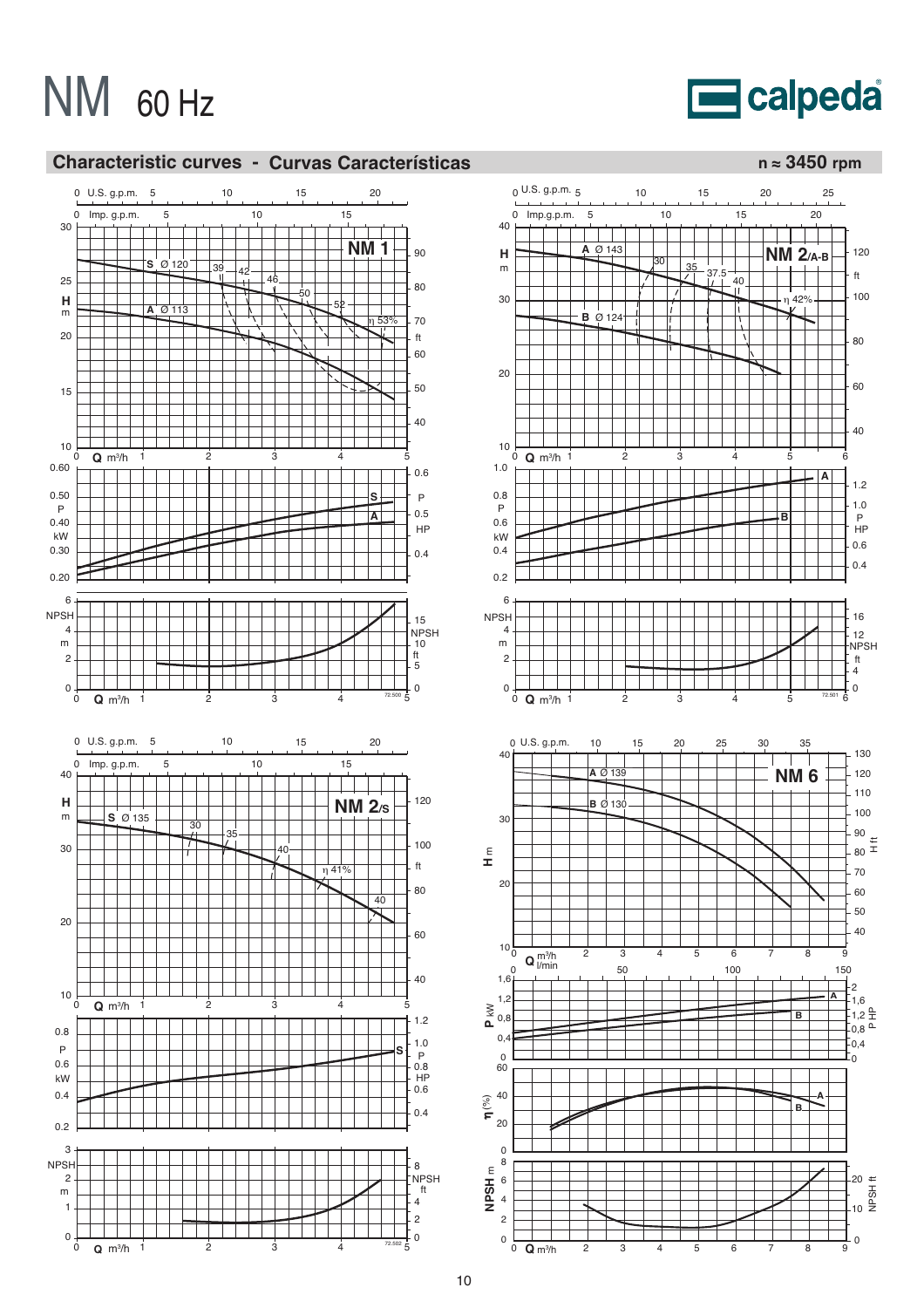# NM 60 Hz

calpeda

## Characteristic curves - Curvas Características

n ≈ 3450 rpm

**NM 1**

S Ø 120
A Ø 113

η 39 42 46 50 52 53%

**NM 2/A-B**

A Ø 143
B Ø 124

η 30 35 37.5 40 42%

**NM 2/S**

S Ø 135

η 30 35 40 41% 40

**NM 6**

A Ø 139
B Ø 130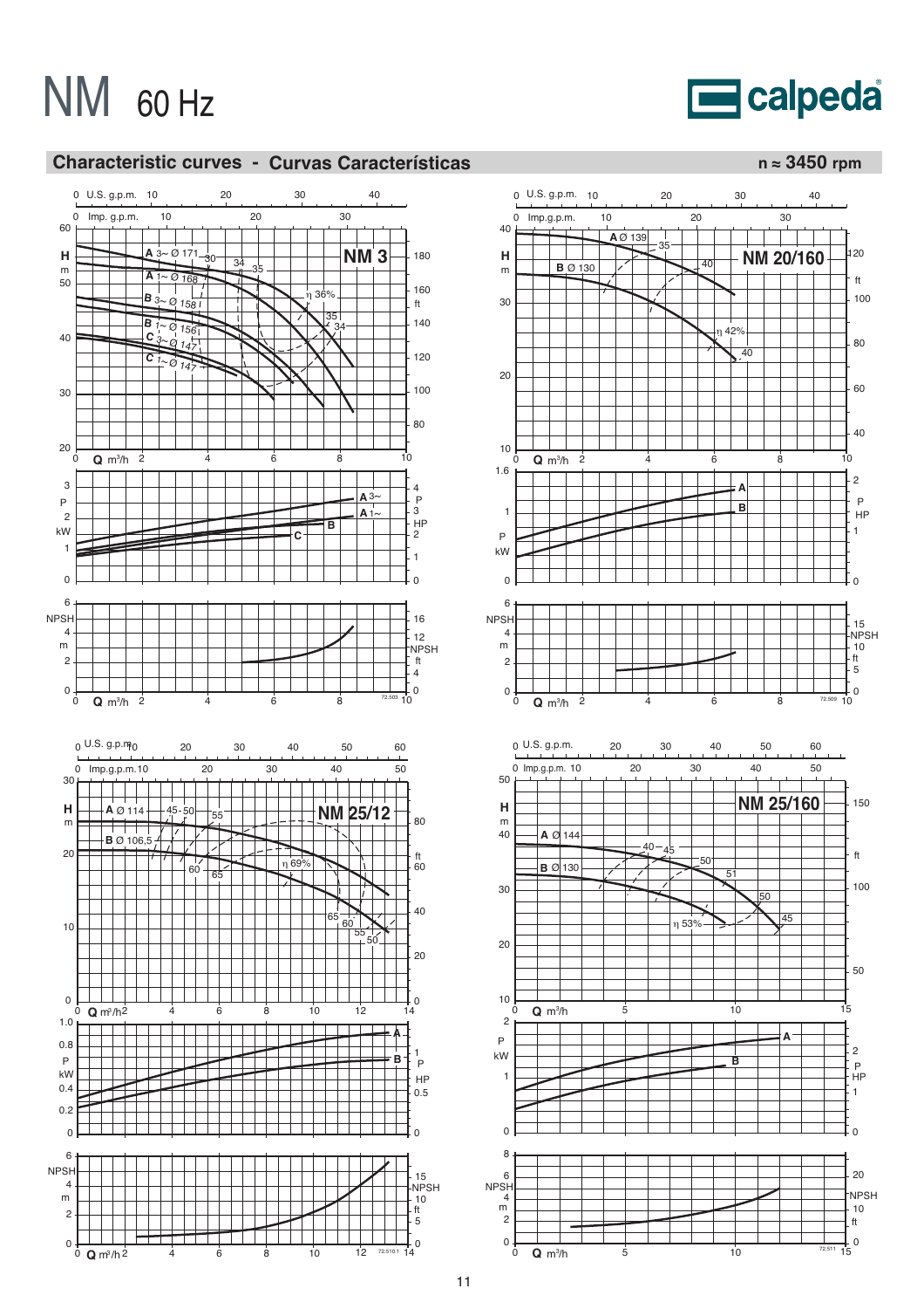# NM 60 Hz

calpeda

## Characteristic curves - Curvas Características

n ≈ 3450 rpm

### NM 3

U.S. g.p.m. 0 10 20 30 40
Imp. g.p.m. 0 10 20 30

H m — ft

A 3~ Ø 171
A 1~ Ø 168
B 3~ Ø 158
B 1~ Ø 156
C 3~ Ø 147
C 1~ Ø 147

η 30 34 35 36% 35 34

Q m³/h 0 2 4 6 8 10

P kW — P HP: A 3~, A 1~, B, C

NPSH m — NPSH ft

72.503

### NM 20/160

U.S. g.p.m. 0 10 20 30 40
Imp. g.p.m. 0 10 20 30

H m — ft

A Ø 139
B Ø 130

η 35 40 42% 40

Q m³/h 0 2 4 6 8 10

P kW — P HP: A, B

NPSH m — NPSH ft

72.509

### NM 25/12

U.S. g.p.m. 0 10 20 30 40 50 60
Imp. g.p.m. 0 10 20 30 40 50

H m — ft

A Ø 114
B Ø 106,5

η 45 50 55 60 65 69% 65 60 55 50

Q m³/h 0 2 4 6 8 10 12 14

P kW — P HP: A, B

NPSH m — NPSH ft

72.510.1

### NM 25/160

U.S. g.p.m. 0 20 30 40 50 60
Imp. g.p.m. 0 10 20 30 40 50

H m — ft

A Ø 144
B Ø 130

η 40 45 50 51 50 45 53%

Q m³/h 0 5 10 15

P kW — P HP: A, B

NPSH m — NPSH ft

72.511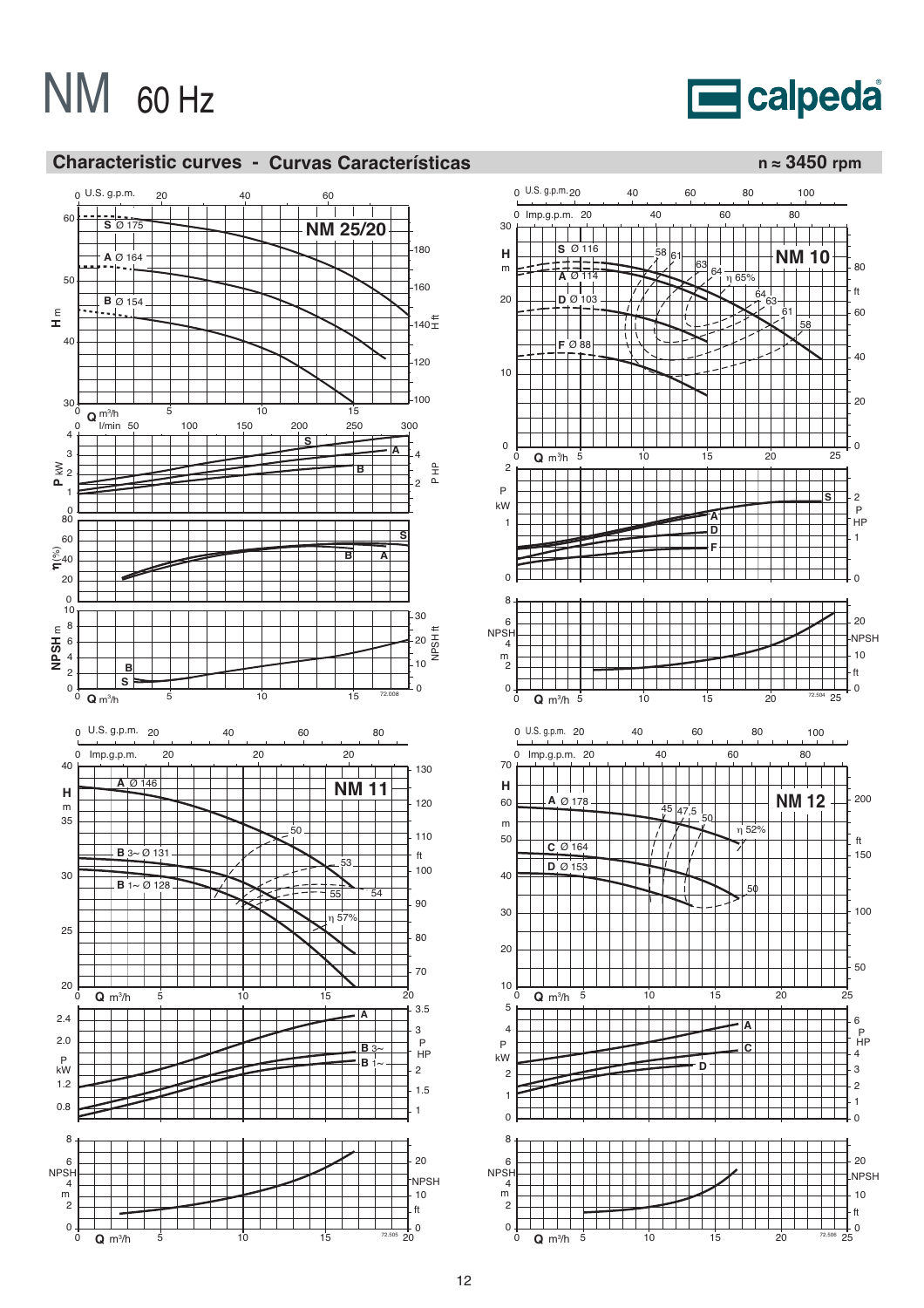# NM 60 Hz

calpeda

## Characteristic curves - Curvas Características

n ≈ 3450 rpm

### NM 25/20

U.S. g.p.m. 0 20 40 60

H m: 30, 40, 50, 60 — H ft: 100, 120, 140, 160, 180

S Ø 175
A Ø 164
B Ø 154

Q m³/h 0 5 10 15
l/min 0 50 100 150 200 250 300

P kW 0 1 2 3 4 — P HP 2 4 — S, A, B

η (%) 0 20 40 60 80 — S, B, A

NPSH m 0 2 4 6 8 10 — NPSH ft 0 10 20 30 — B, S

Q m³/h 0 5 10 15

72.008

### NM 10

U.S. g.p.m. 0 20 40 60 80 100
Imp.g.p.m. 0 20 40 60 80

H m 0 10 20 30 — ft 0 20 40 60 80

S Ø 116
A Ø 114
D Ø 103
F Ø 88

η 58, 61, 63, 64, 65%, 64, 63, 61, 58

Q m³/h 0 5 10 15 20 25

P kW 0 1 2 — P HP 0 1 2 — S, A, D, F

NPSH m 0 2 4 6 8 — NPSH ft 0 10 20

Q m³/h 0 5 10 15 20 25

72.504

### NM 11

U.S. g.p.m. 0 20 40 60 80
Imp.g.p.m. 0 20 20 20

H m 20 25 30 35 40 — ft 70 80 90 100 110 120 130

A Ø 146
B 3~ Ø 131
B 1~ Ø 128

η 50, 53, 55, 54, 57%

Q m³/h 0 5 10 15 20

P kW 0.8 1.2 1.6 2.0 2.4 — P HP 1 1.5 2 2.5 3 3.5 — A, B 3~, B 1~

NPSH m 0 2 4 6 8 — NPSH ft 0 10 20

Q m³/h 0 5 10 15 20

72.505

### NM 12

U.S. g.p.m. 0 20 40 60 80 100
Imp.g.p.m. 0 20 40 60 80

H m 10 20 30 40 50 60 70 — ft 50 100 150 200

A Ø 178
C Ø 164
D Ø 153

η 45, 47,5, 50, 52%, 50

Q m³/h 0 5 10 15 20 25

P kW 0 1 2 3 4 5 — P HP 0 1 2 3 4 5 6 — A, C, D

NPSH m 0 2 4 6 8 — NPSH ft 0 10 20

Q m³/h 0 5 10 15 20 25

72.506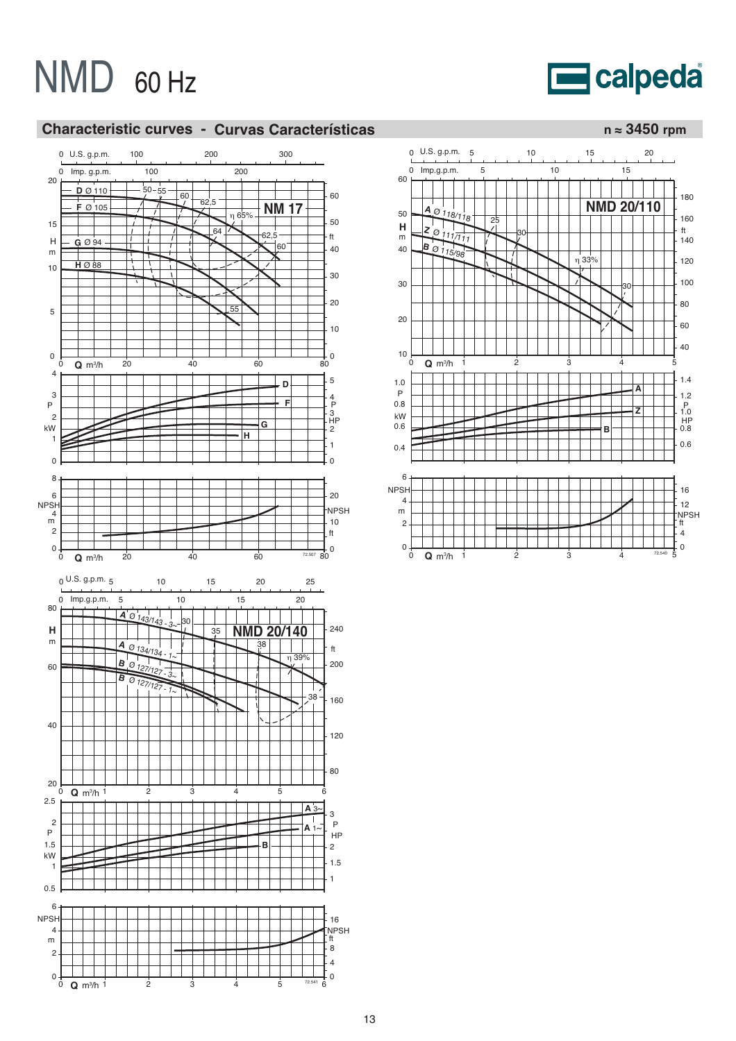# NMD 60 Hz

## Characteristic curves - Curvas Características

n ≈ 3450 rpm

**NM 17**

H m / ft — Q m³/h, U.S. g.p.m., Imp. g.p.m.

D Ø 110
F Ø 105
G Ø 94
H Ø 88

η 50 – 55 – 60 – 62,5 – 64 – 65% – 62,5 – 60 – 55

P kW / HP: D, F, G, H

NPSH m / ft

**NMD 20/110**

A Ø 118/118
Z Ø 111/111
B Ø 115/98

η 25 – 30 – 33% – 30

P kW / HP: A, Z, B

NPSH m / ft

**NMD 20/140**

A Ø 143/143 - 3~
A Ø 134/134 - 1~
B Ø 127/127 - 3~
B Ø 127/127 - 1~

η 30 – 35 – 38 – 39% – 38

P kW / HP: A 3~, A 1~, B

NPSH m / ft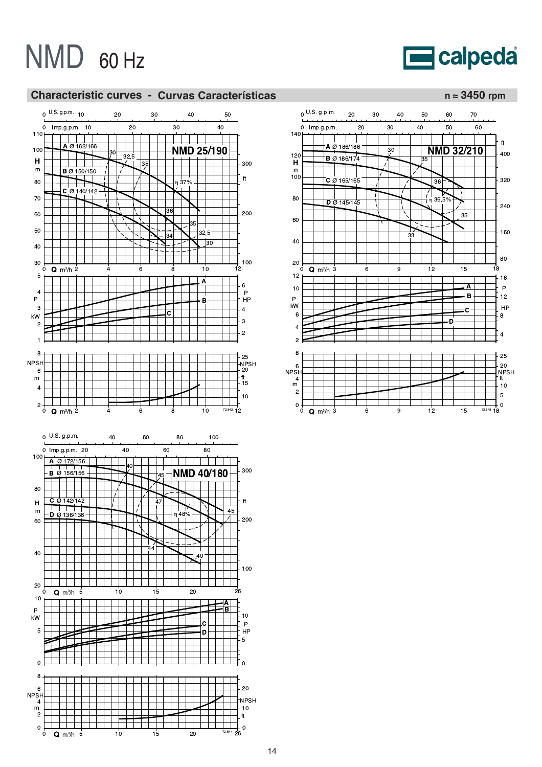# NMD 60 Hz

calpeda

## Characteristic curves - Curvas Características

n ≈ 3450 rpm

### NMD 25/190

U.S. g.p.m. 0 10 20 30 40 50

Imp.g.p.m. 0 10 20 30 40

H m: 110, 100, 90, 80, 70, 60, 50, 40, 30

ft: 300, 200, 100

A Ø 162/166
B Ø 150/150
C Ø 140/142

η: 30, 32,5, 35, 36, 37%, 35, 34, 32,5, 30

Q m³/h 0 2 4 6 8 10 12

P kW: 1, 2, 3, 4, 5 — P HP: 2, 3, 4, 5, 6

NPSH m: 2, 4, 6, 8 — NPSH ft: 10, 15, 20, 25

72.542

### NMD 32/210

U.S. g.p.m. 0 20 30 40 50 60 70

Imp.g.p.m. 0 20 30 40 50 60

H m: 140, 120, 100, 80, 60, 40, 20

ft: 400, 320, 240, 160, 80

A Ø 186/186
B Ø 186/174
C Ø 165/165
D Ø 145/145

η: 30, 35, 36, 36,5%, 35, 33

Q m³/h 0 3 6 9 12 15 18

P kW: 2, 4, 6, 8, 10, 12 — P HP: 4, 8, 12, 16

NPSH m: 0, 2, 4, 6, 8 — NPSH ft: 0, 5, 10, 15, 20, 25

72.543

### NMD 40/180

U.S. g.p.m. 0 40 60 80 100

Imp.g.p.m. 0 20 40 60 80

H m: 100, 80, 60, 40, 20

ft: 300, 200, 100

A Ø 172/156
B Ø 156/156
C Ø 142/142
D Ø 136/136

η: 40, 45, 47, 48%, 45, 44, 40

Q m³/h 0 5 10 15 20 26

P kW: 0, 5, 10 — P HP: 0, 5, 10

NPSH m: 0, 2, 4, 6, 8 — NPSH ft: 0, 10, 20

72.544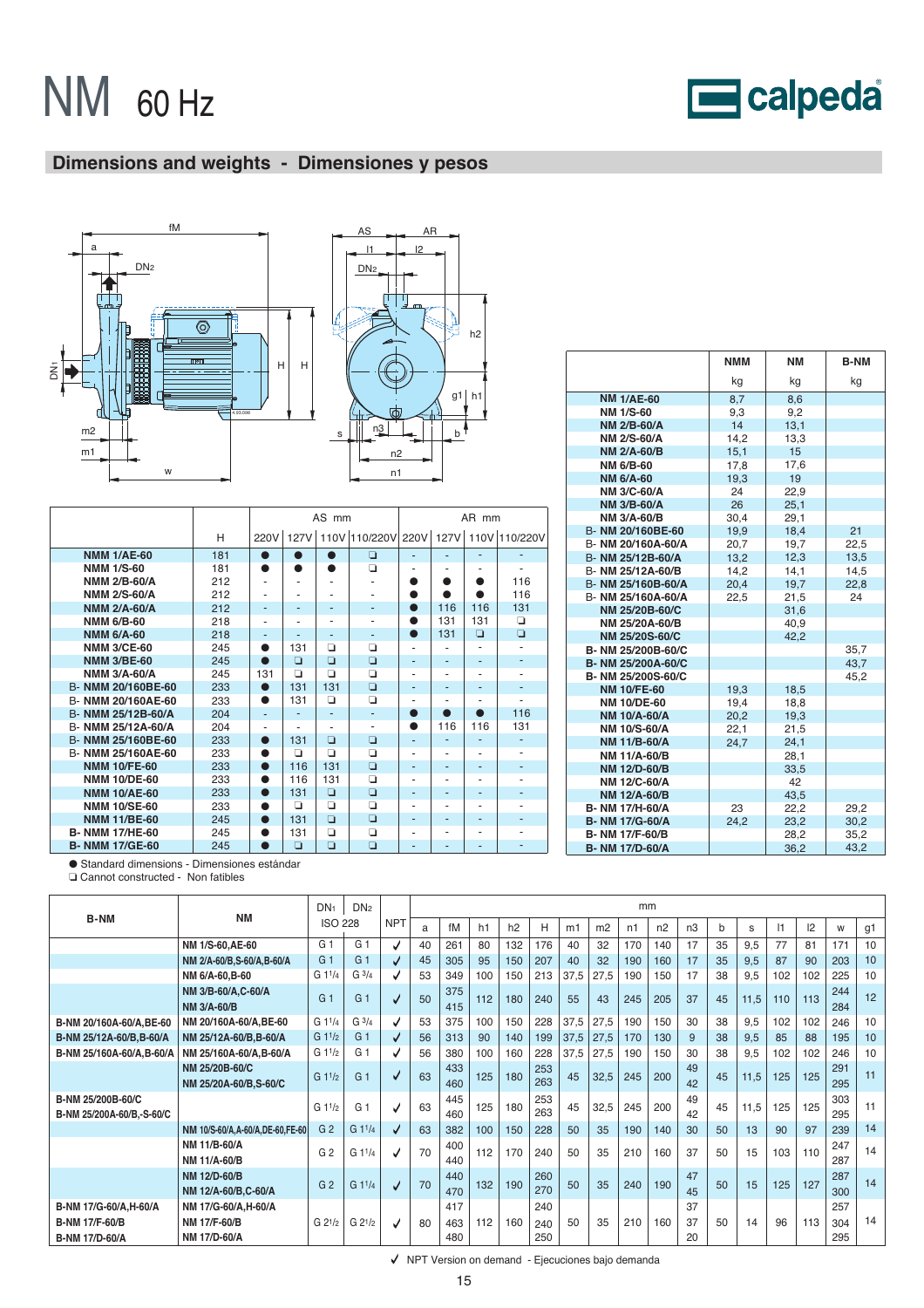# NM 60 Hz

## Dimensions and weights - Dimensiones y pesos

| | H | AS mm 220V | 127V | 110V | 110/220V | AR mm 220V | 127V | 110V | 110/220V |
|---|---|---|---|---|---|---|---|---|---|
| NMM 1/AE-60 | 181 | ● | ● | ● | ❑ | - | - | - | - |
| NMM 1/S-60 | 181 | ● | ● | ● | ❑ | - | - | - | - |
| NMM 2/B-60/A | 212 | - | - | - | - | ● | ● | ● | 116 |
| NMM 2/S-60/A | 212 | - | - | - | - | ● | ● | ● | 116 |
| NMM 2/A-60/A | 212 | - | - | - | - | ● | 116 | 116 | 131 |
| NMM 6/B-60 | 218 | - | - | - | - | ● | 131 | 131 | ❑ |
| NMM 6/A-60 | 218 | - | - | - | - | ● | 131 | ❑ | ❑ |
| NMM 3/CE-60 | 245 | ● | 131 | ❑ | ❑ | - | - | - | - |
| NMM 3/BE-60 | 245 | ● | ❑ | ❑ | ❑ | - | - | - | - |
| NMM 3/A-60/A | 245 | 131 | ❑ | ❑ | ❑ | - | - | - | - |
| B- NMM 20/160BE-60 | 233 | ● | 131 | 131 | ❑ | - | - | - | - |
| B- NMM 20/160AE-60 | 233 | ● | 131 | ❑ | ❑ | - | - | - | - |
| B- NMM 25/12B-60/A | 204 | - | - | - | - | ● | ● | ● | 116 |
| B- NMM 25/12A-60/A | 204 | - | - | - | - | ● | 116 | 116 | 131 |
| B- NMM 25/160BE-60 | 233 | ● | 131 | ❑ | ❑ | - | - | - | - |
| B- NMM 25/160AE-60 | 233 | ● | ❑ | ❑ | ❑ | - | - | - | - |
| NMM 10/FE-60 | 233 | ● | 116 | 131 | ❑ | - | - | - | - |
| NMM 10/DE-60 | 233 | ● | 116 | 131 | ❑ | - | - | - | - |
| NMM 10/AE-60 | 233 | ● | 131 | ❑ | ❑ | - | - | - | - |
| NMM 10/SE-60 | 233 | ● | ❑ | ❑ | ❑ | - | - | - | - |
| NMM 11/BE-60 | 245 | ● | 131 | ❑ | ❑ | - | - | - | - |
| B- NMM 17/HE-60 | 245 | ● | 131 | ❑ | ❑ | - | - | - | - |
| B- NMM 17/GE-60 | 245 | ● | ❑ | ❑ | ❑ | - | - | - | - |

● Standard dimensions - Dimensiones estándar
❑ Cannot constructed - Non fatibles

| | NMM kg | NM kg | B-NM kg |
|---|---|---|---|
| NM 1/AE-60 | 8,7 | 8,6 | |
| NM 1/S-60 | 9,3 | 9,2 | |
| NM 2/B-60/A | 14 | 13,1 | |
| NM 2/S-60/A | 14,2 | 13,3 | |
| NM 2/A-60/B | 15,1 | 15 | |
| NM 6/B-60 | 17,8 | 17,6 | |
| NM 6/A-60 | 19,3 | 19 | |
| NM 3/C-60/A | 24 | 22,9 | |
| NM 3/B-60/A | 26 | 25,1 | |
| NM 3/A-60/B | 30,4 | 29,1 | |
| B- NM 20/160BE-60 | 19,9 | 18,4 | 21 |
| B- NM 20/160A-60/A | 20,7 | 19,7 | 22,5 |
| B- NM 25/12B-60/A | 13,2 | 12,3 | 13,5 |
| B- NM 25/12A-60/B | 14,2 | 14,1 | 14,5 |
| B- NM 25/160B-60/A | 20,4 | 19,7 | 22,8 |
| B- NM 25/160A-60/A | 22,5 | 21,5 | 24 |
| NM 25/20B-60/C | | 31,6 | |
| NM 25/20A-60/B | | 40,9 | |
| NM 25/20S-60/C | | 42,2 | |
| B- NM 25/200B-60/C | | | 35,7 |
| B- NM 25/200A-60/C | | | 43,7 |
| B- NM 25/200S-60/C | | | 45,2 |
| NM 10/FE-60 | 19,3 | 18,5 | |
| NM 10/DE-60 | 19,4 | 18,8 | |
| NM 10/A-60/A | 20,2 | 19,3 | |
| NM 10/S-60/A | 22,1 | 21,5 | |
| NM 11/B-60/A | 24,7 | 24,1 | |
| NM 11/A-60/B | | 28,1 | |
| NM 12/D-60/B | | 33,5 | |
| NM 12/C-60/A | | 42 | |
| NM 12/A-60/B | | 43,5 | |
| B- NM 17/H-60/A | 23 | 22,2 | 29,2 |
| B- NM 17/G-60/A | 24,2 | 23,2 | 30,2 |
| B- NM 17/F-60/B | | 28,2 | 35,2 |
| B- NM 17/D-60/A | | 36,2 | 43,2 |

| B-NM | NM | DN1 (ISO 228) | DN2 (ISO 228) | NPT | a | fM | h1 | h2 | H | m1 | m2 | n1 | n2 | n3 | b | s | l1 | l2 | w | g1 |
|---|---|---|---|---|---|---|---|---|---|---|---|---|---|---|---|---|---|---|---|---|
| | NM 1/S-60,AE-60 | G 1 | G 1 | ✓ | 40 | 261 | 80 | 132 | 176 | 40 | 32 | 170 | 140 | 17 | 35 | 9,5 | 77 | 81 | 171 | 10 |
| | NM 2/A-60/B,S-60/A,B-60/A | G 1 | G 1 | ✓ | 45 | 305 | 95 | 150 | 207 | 40 | 32 | 190 | 160 | 17 | 35 | 9,5 | 87 | 90 | 203 | 10 |
| | NM 6/A-60,B-60 | G 1¼ | G ¾ | ✓ | 53 | 349 | 100 | 150 | 213 | 37,5 | 27,5 | 190 | 150 | 17 | 38 | 9,5 | 102 | 102 | 225 | 10 |
| | NM 3/B-60/A,C-60/A<br>NM 3/A-60/B | G 1 | G 1 | ✓ | 50 | 375<br>415 | 112 | 180 | 240 | 55 | 43 | 245 | 205 | 37 | 45 | 11,5 | 110 | 113 | 244<br>284 | 12 |
| B-NM 20/160A-60/A,BE-60 | NM 20/160A-60/A,BE-60 | G 1¼ | G ¾ | ✓ | 53 | 375 | 100 | 150 | 228 | 37,5 | 27,5 | 190 | 150 | 30 | 38 | 9,5 | 102 | 102 | 246 | 10 |
| B-NM 25/12A-60/B,B-60/A | NM 25/12A-60/B,B-60/A | G 1½ | G 1 | ✓ | 56 | 313 | 90 | 140 | 199 | 37,5 | 27,5 | 170 | 130 | 9 | 38 | 9,5 | 85 | 88 | 195 | 10 |
| B-NM 25/160A-60/A,B-60/A | NM 25/160A-60/A,B-60/A | G 1½ | G 1 | ✓ | 56 | 380 | 100 | 160 | 228 | 37,5 | 27,5 | 190 | 150 | 30 | 38 | 9,5 | 102 | 102 | 246 | 10 |
| | NM 25/20B-60/C<br>NM 25/20A-60/B,S-60/C | G 1½ | G 1 | ✓ | 63 | 433<br>460 | 125 | 180 | 253<br>263 | 45 | 32,5 | 245 | 200 | 49<br>42 | 45 | 11,5 | 125 | 125 | 291<br>295 | 11 |
| B-NM 25/200B-60/C<br>B-NM 25/200A-60/B,-S-60/C | | G 1½ | G 1 | ✓ | 63 | 445<br>460 | 125 | 180 | 253<br>263 | 45 | 32,5 | 245 | 200 | 49<br>42 | 45 | 11,5 | 125 | 125 | 303<br>295 | 11 |
| | NM 10/S-60/A,A-60/A,DE-60,FE-60 | G 2 | G 1¼ | ✓ | 63 | 382 | 100 | 150 | 228 | 50 | 35 | 190 | 140 | 30 | 50 | 13 | 90 | 97 | 239 | 14 |
| | NM 11/B-60/A<br>NM 11/A-60/B | G 2 | G 1¼ | ✓ | 70 | 400<br>440 | 112 | 170 | 240 | 50 | 35 | 210 | 160 | 37 | 50 | 15 | 103 | 110 | 247<br>287 | 14 |
| | NM 12/D-60/B<br>NM 12/A-60/B,C-60/A | G 2 | G 1¼ | ✓ | 70 | 440<br>470 | 132 | 190 | 260<br>270 | 50 | 35 | 240 | 190 | 47<br>45 | 50 | 15 | 125 | 127 | 287<br>300 | 14 |
| B-NM 17/G-60/A,H-60/A<br>B-NM 17/F-60/B<br>B-NM 17/D-60/A | NM 17/G-60/A,H-60/A<br>NM 17/F-60/B<br>NM 17/D-60/A | G 2½ | G 2½ | ✓ | 80 | 417<br>463<br>480 | 112 | 160 | 240<br>240<br>250 | 50 | 35 | 210 | 160 | 37<br>37<br>20 | 50 | 14 | 96 | 113 | 257<br>304<br>295 | 14 |

✓ NPT Version on demand - Ejecuciones bajo demanda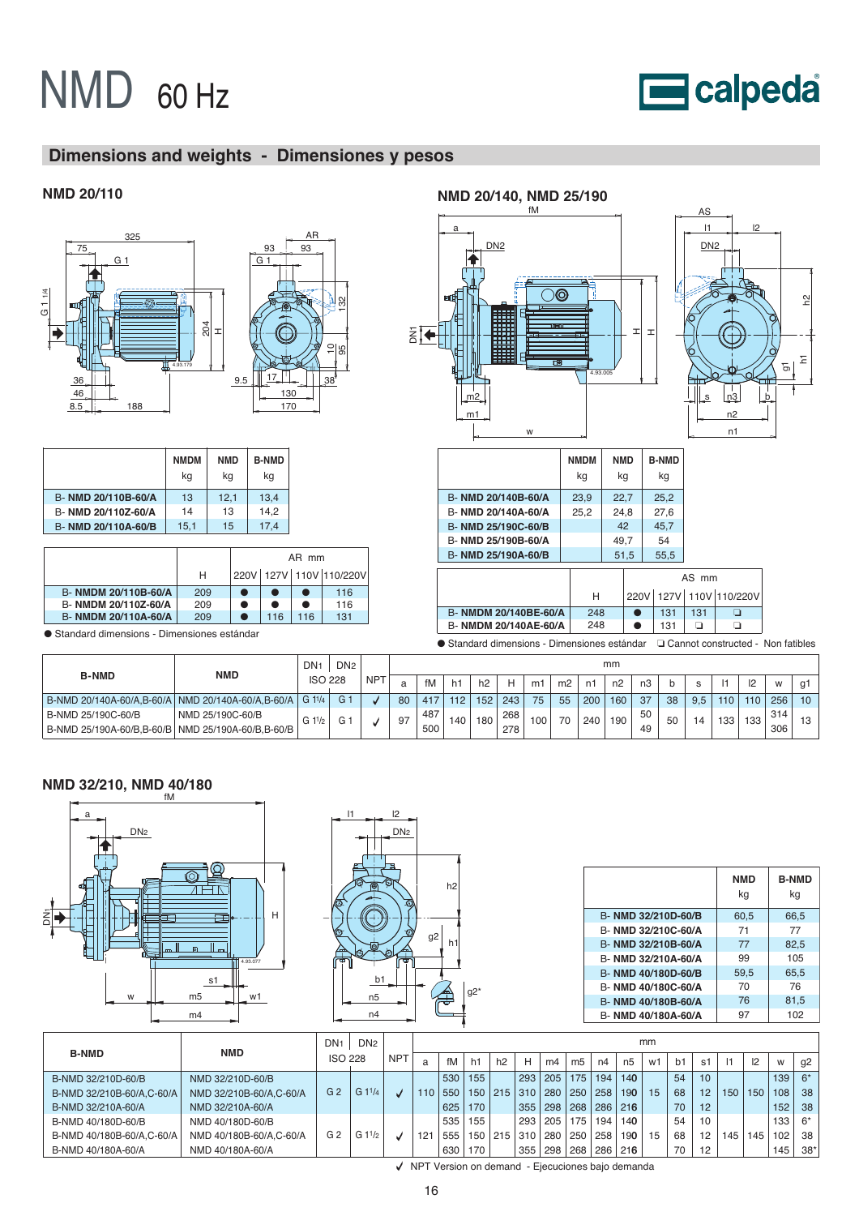# NMD 60 Hz

## Dimensions and weights - Dimensiones y pesos

### NMD 20/110

| | NMDM kg | NMD kg | B-NMD kg |
|---|---|---|---|
| B- **NMD 20/110B-60/A** | 13 | 12,1 | 13,4 |
| B- **NMD 20/110Z-60/A** | 14 | 13 | 14,2 |
| B- **NMD 20/110A-60/B** | 15,1 | 15 | 17,4 |

| | H | AR mm | | | |
|---|---|---|---|---|---|
| | | 220V | 127V | 110V | 110/220V |
| B- **NMDM 20/110B-60/A** | 209 | ● | ● | ● | 116 |
| B- **NMDM 20/110Z-60/A** | 209 | ● | ● | ● | 116 |
| B- **NMDM 20/110A-60/A** | 209 | ● | 116 | 116 | 131 |

● Standard dimensions - Dimensiones estándar

### NMD 20/140, NMD 25/190

| | NMDM kg | NMD kg | B-NMD kg |
|---|---|---|---|
| B- **NMD 20/140B-60/A** | 23,9 | 22,7 | 25,2 |
| B- **NMD 20/140A-60/A** | 25,2 | 24,8 | 27,6 |
| B- **NMD 25/190C-60/B** | | 42 | 45,7 |
| B- **NMD 25/190B-60/A** | | 49,7 | 54 |
| B- **NMD 25/190A-60/B** | | 51,5 | 55,5 |

| | H | AS mm | | | |
|---|---|---|---|---|---|
| | | 220V | 127V | 110V | 110/220V |
| B- **NMDM 20/140BE-60/A** | 248 | ● | 131 | 131 | ❑ |
| B- **NMDM 20/140AE-60/A** | 248 | ● | 131 | ❑ | ❑ |

● Standard dimensions - Dimensiones estándar ❑ Cannot constructed - Non fatibles

| B-NMD | NMD | DN1 (ISO 228) | DN2 (ISO 228) | NPT | a | fM | h1 | h2 | H | m1 | m2 | n1 | n2 | n3 | b | s | l1 | l2 | w | g1 |
|---|---|---|---|---|---|---|---|---|---|---|---|---|---|---|---|---|---|---|---|---|
| B-NMD 20/140A-60/A,B-60/A | NMD 20/140A-60/A,B-60/A | G 1¼ | G 1 | ✓ | 80 | 417 | 112 | 152 | 243 | 75 | 55 | 200 | 160 | 37 | 38 | 9,5 | 110 | 110 | 256 | 10 |
| B-NMD 25/190C-60/B | NMD 25/190C-60/B | G 1½ | G 1 | ✓ | 97 | 487 | 140 | 180 | 268 | 100 | 70 | 240 | 190 | 50 | 50 | 14 | 133 | 133 | 314 | 13 |
| B-NMD 25/190A-60/B,B-60/B | NMD 25/190A-60/B,B-60/B | | | | | 500 | | | 278 | | | | | 49 | | | | | 306 | |

### NMD 32/210, NMD 40/180

| | NMD kg | B-NMD kg |
|---|---|---|
| B- **NMD 32/210D-60/B** | 60,5 | 66,5 |
| B- **NMD 32/210C-60/A** | 71 | 77 |
| B- **NMD 32/210B-60/A** | 77 | 82,5 |
| B- **NMD 32/210A-60/A** | 99 | 105 |
| B- **NMD 40/180D-60/B** | 59,5 | 65,5 |
| B- **NMD 40/180C-60/A** | 70 | 76 |
| B- **NMD 40/180B-60/A** | 76 | 81,5 |
| B- **NMD 40/180A-60/A** | 97 | 102 |

| B-NMD | NMD | DN1 (ISO 228) | DN2 (ISO 228) | NPT | a | fM | h1 | h2 | H | m4 | m5 | n4 | n5 | w1 | b1 | s1 | l1 | l2 | w | g2 |
|---|---|---|---|---|---|---|---|---|---|---|---|---|---|---|---|---|---|---|---|---|
| B-NMD 32/210D-60/B | NMD 32/210D-60/B | G 2 | G 1¼ | ✓ | 110 | 530 | 155 | 215 | 293 | 205 | 175 | 194 | 140 | 15 | 54 | 10 | 150 | 150 | 139 | 6* |
| B-NMD 32/210B-60/A,C-60/A | NMD 32/210B-60/A,C-60/A | | | | | 550 | 150 | | 310 | 280 | 250 | 258 | 190 | | 68 | 12 | | | 108 | 38 |
| B-NMD 32/210A-60/A | NMD 32/210A-60/A | | | | | 625 | 170 | | 355 | 298 | 268 | 286 | 216 | | 70 | 12 | | | 152 | 38 |
| B-NMD 40/180D-60/B | NMD 40/180D-60/B | G 2 | G 1½ | ✓ | 121 | 535 | 155 | 215 | 293 | 205 | 175 | 194 | 140 | 15 | 54 | 10 | 145 | 145 | 133 | 6* |
| B-NMD 40/180B-60/A,C-60/A | NMD 40/180B-60/A,C-60/A | | | | | 555 | 150 | | 310 | 280 | 250 | 258 | 190 | | 68 | 12 | | | 102 | 38 |
| B-NMD 40/180A-60/A | NMD 40/180A-60/A | | | | | 630 | 170 | | 355 | 298 | 268 | 286 | 216 | | 70 | 12 | | | 145 | 38* |

✓ NPT Version on demand - Ejecuciones bajo demanda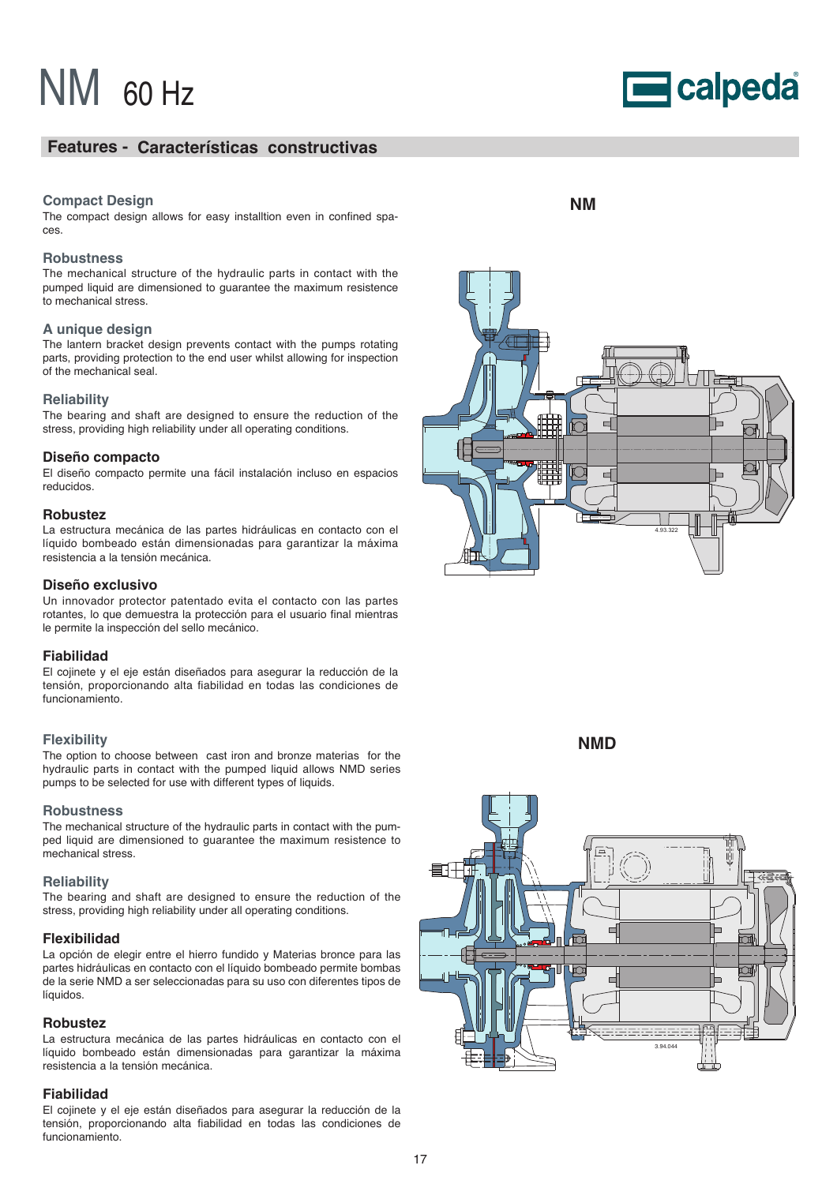# NM 60 Hz

## Features - Características constructivas

### Compact Design
The compact design allows for easy installtion even in confined spaces.

### Robustness
The mechanical structure of the hydraulic parts in contact with the pumped liquid are dimensioned to guarantee the maximum resistence to mechanical stress.

### A unique design
The lantern bracket design prevents contact with the pumps rotating parts, providing protection to the end user whilst allowing for inspection of the mechanical seal.

### Reliability
The bearing and shaft are designed to ensure the reduction of the stress, providing high reliability under all operating conditions.

### Diseño compacto
El diseño compacto permite una fácil instalación incluso en espacios reducidos.

### Robustez
La estructura mecánica de las partes hidráulicas en contacto con el líquido bombeado están dimensionadas para garantizar la máxima resistencia a la tensión mecánica.

### Diseño exclusivo
Un innovador protector patentado evita el contacto con las partes rotantes, lo que demuestra la protección para el usuario final mientras le permite la inspección del sello mecánico.

### Fiabilidad
El cojinete y el eje están diseñados para asegurar la reducción de la tensión, proporcionando alta fiabilidad en todas las condiciones de funcionamiento.

**NM**

4.93.322

### Flexibility
The option to choose between cast iron and bronze materias for the hydraulic parts in contact with the pumped liquid allows NMD series pumps to be selected for use with different types of liquids.

### Robustness
The mechanical structure of the hydraulic parts in contact with the pumped liquid are dimensioned to guarantee the maximum resistence to mechanical stress.

### Reliability
The bearing and shaft are designed to ensure the reduction of the stress, providing high reliability under all operating conditions.

### Flexibilidad
La opción de elegir entre el hierro fundido y Materias bronce para las partes hidráulicas en contacto con el líquido bombeado permite bombas de la serie NMD a ser seleccionadas para su uso con diferentes tipos de líquidos.

### Robustez
La estructura mecánica de las partes hidráulicas en contacto con el líquido bombeado están dimensionadas para garantizar la máxima resistencia a la tensión mecánica.

### Fiabilidad
El cojinete y el eje están diseñados para asegurar la reducción de la tensión, proporcionando alta fiabilidad en todas las condiciones de funcionamiento.

**NMD**

3.94.044